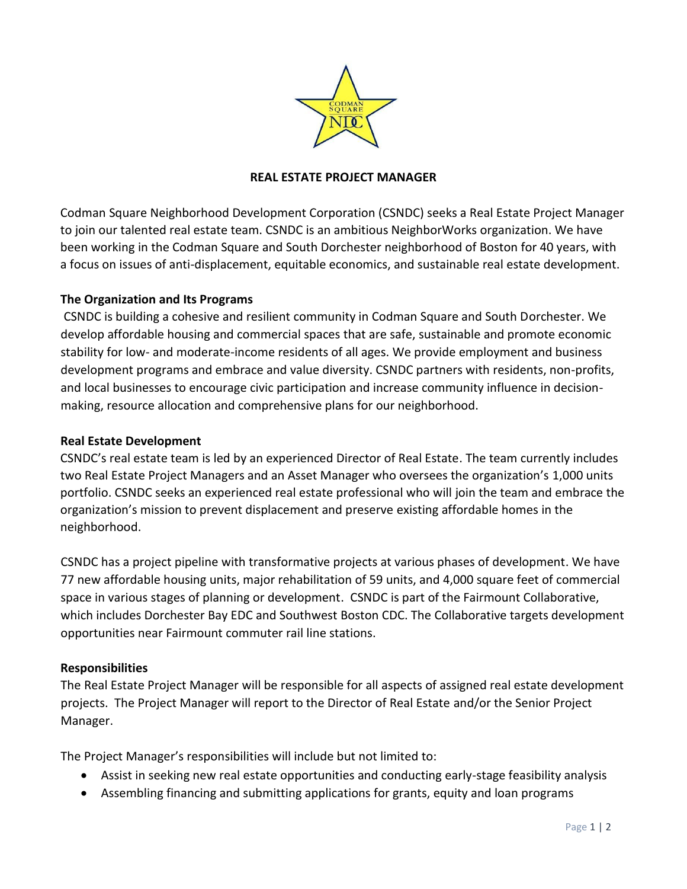# REAL ESTATE PROJECT MANAGER

Codman Square Neighborhood Development Corporation (CSNDC) seeks a Real Estate Project Manager to join our talented real estate team. CSNDC is an ambitious NeighborWorks organization. We have been working in the Codman Square and South Dorchester neighborhood of Boston for 40 years, with a focus on issues of anti-displacement, equitable economics, and sustainable real estate development.

## The Organization and Its Programs

CSNDC is building a cohesive and resilient community in Codman Square and South Dorchester. We develop affordable housing and commercial spaces that are safe, sustainable and promote economic stability for low- and moderate-income residents of all ages. We provide employment and business development programs and embrace and value diversity. CSNDC partners with residents, non-profits, and local businesses to encourage civic participation and increase community influence in decision-making, resource allocation and comprehensive plans for our neighborhood.

## Real Estate Development

CSNDC's real estate team is led by an experienced Director of Real Estate. The team currently includes two Real Estate Project Managers and an Asset Manager who oversees the organization's 1,000 units portfolio. CSNDC seeks an experienced real estate professional who will join the team and embrace the organization's mission to prevent displacement and preserve existing affordable homes in the neighborhood.

CSNDC has a project pipeline with transformative projects at various phases of development. We have 77 new affordable housing units, major rehabilitation of 59 units, and 4,000 square feet of commercial space in various stages of planning or development. CSNDC is part of the Fairmount Collaborative, which includes Dorchester Bay EDC and Southwest Boston CDC. The Collaborative targets development opportunities near Fairmount commuter rail line stations.

## Responsibilities

The Real Estate Project Manager will be responsible for all aspects of assigned real estate development projects. The Project Manager will report to the Director of Real Estate and/or the Senior Project Manager.

The Project Manager's responsibilities will include but not limited to:

- Assist in seeking new real estate opportunities and conducting early-stage feasibility analysis
- Assembling financing and submitting applications for grants, equity and loan programs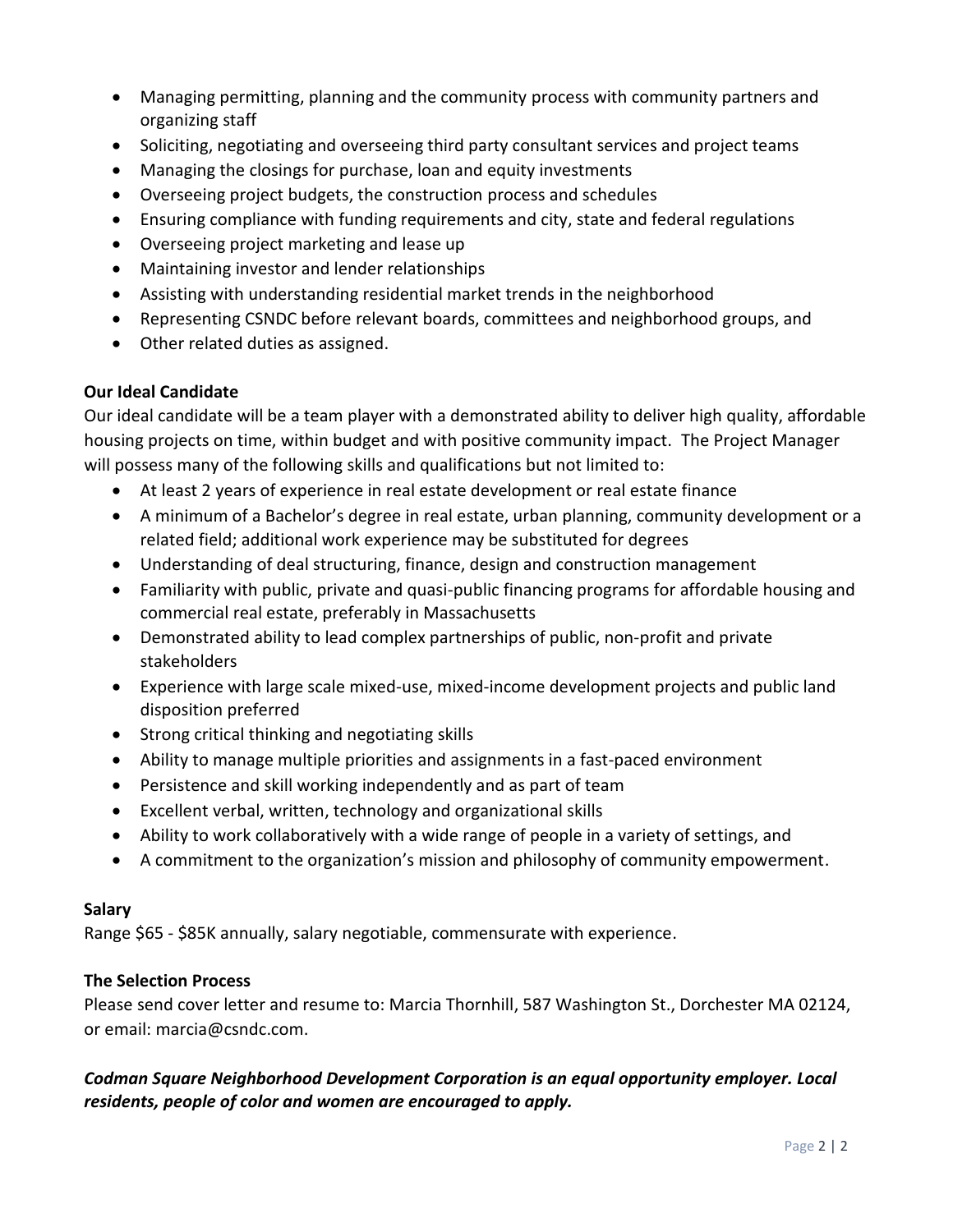- Managing permitting, planning and the community process with community partners and organizing staff
- Soliciting, negotiating and overseeing third party consultant services and project teams
- Managing the closings for purchase, loan and equity investments
- Overseeing project budgets, the construction process and schedules
- Ensuring compliance with funding requirements and city, state and federal regulations
- Overseeing project marketing and lease up
- Maintaining investor and lender relationships
- Assisting with understanding residential market trends in the neighborhood
- Representing CSNDC before relevant boards, committees and neighborhood groups, and
- Other related duties as assigned.

**Our Ideal Candidate**

Our ideal candidate will be a team player with a demonstrated ability to deliver high quality, affordable housing projects on time, within budget and with positive community impact. The Project Manager will possess many of the following skills and qualifications but not limited to:

- At least 2 years of experience in real estate development or real estate finance
- A minimum of a Bachelor's degree in real estate, urban planning, community development or a related field; additional work experience may be substituted for degrees
- Understanding of deal structuring, finance, design and construction management
- Familiarity with public, private and quasi-public financing programs for affordable housing and commercial real estate, preferably in Massachusetts
- Demonstrated ability to lead complex partnerships of public, non-profit and private stakeholders
- Experience with large scale mixed-use, mixed-income development projects and public land disposition preferred
- Strong critical thinking and negotiating skills
- Ability to manage multiple priorities and assignments in a fast-paced environment
- Persistence and skill working independently and as part of team
- Excellent verbal, written, technology and organizational skills
- Ability to work collaboratively with a wide range of people in a variety of settings, and
- A commitment to the organization's mission and philosophy of community empowerment.

**Salary**

Range $65 - $85K annually, salary negotiable, commensurate with experience.

**The Selection Process**

Please send cover letter and resume to: Marcia Thornhill, 587 Washington St., Dorchester MA 02124, or email: marcia@csndc.com.

***Codman Square Neighborhood Development Corporation is an equal opportunity employer. Local residents, people of color and women are encouraged to apply.***